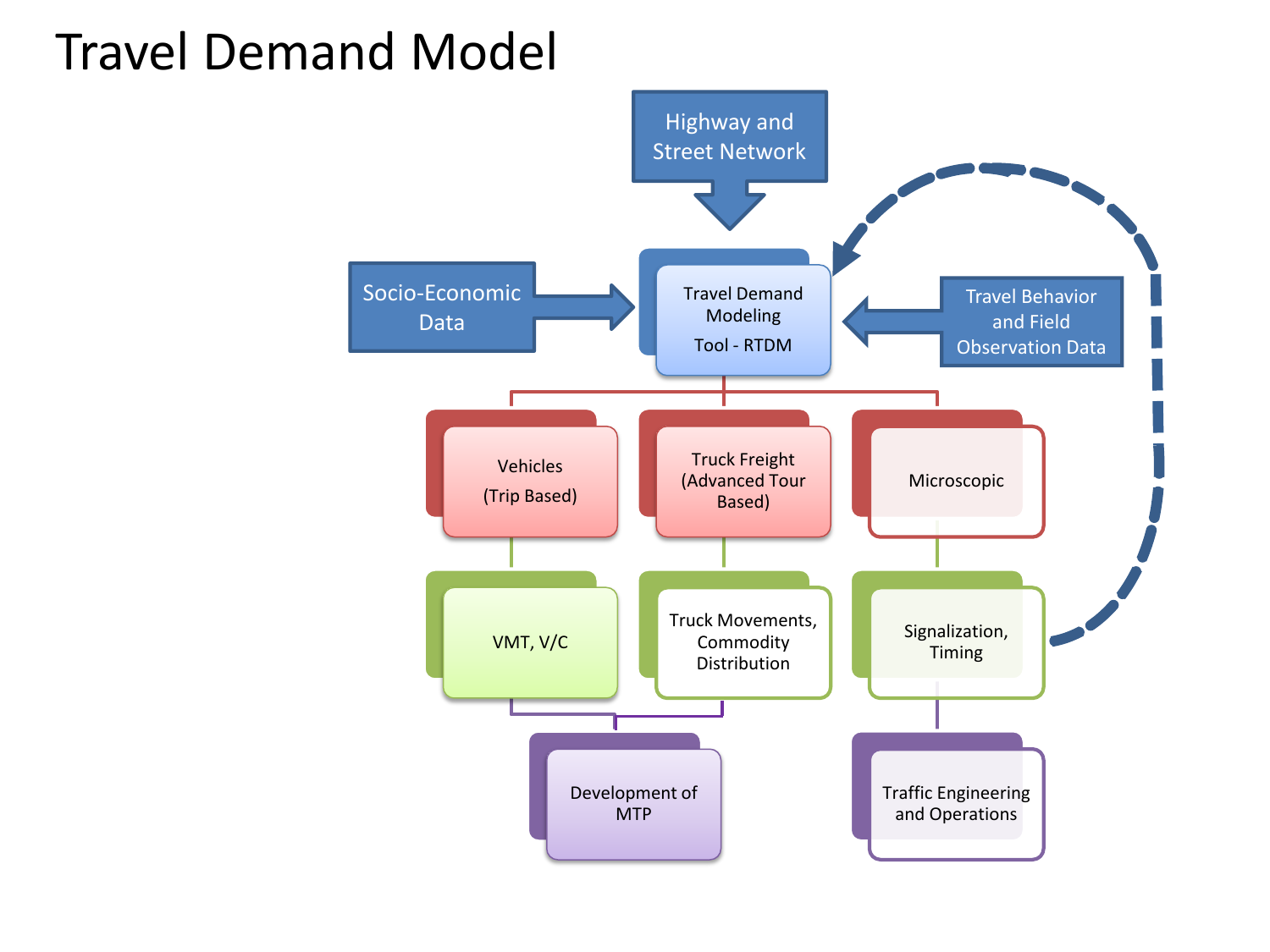# Travel Demand Model

Highway and Street Network

Socio-Economic Data

Travel Demand Modeling Tool - RTDM

Travel Behavior and Field Observation Data

Vehicles (Trip Based)

Truck Freight (Advanced Tour Based)

Microscopic

VMT, V/C

Truck Movements, Commodity Distribution

Signalization, Timing

Development of MTP

Traffic Engineering and Operations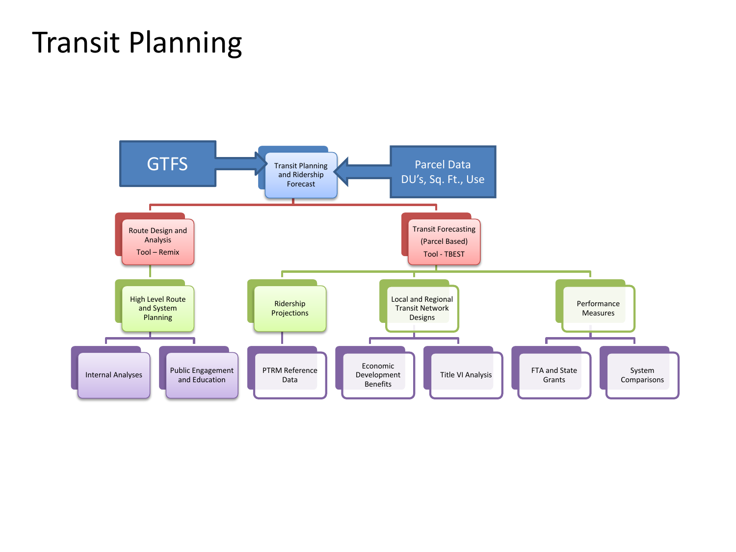# Transit Planning

- GTFS → Transit Planning and Ridership Forecast
- Parcel Data DU's, Sq. Ft., Use → Transit Planning and Ridership Forecast

- Transit Planning and Ridership Forecast
  - Route Design and Analysis Tool – Remix
    - High Level Route and System Planning
      - Internal Analyses
      - Public Engagement and Education
  - Transit Forecasting (Parcel Based) Tool - TBEST
    - Ridership Projections
      - PTRM Reference Data
    - Local and Regional Transit Network Designs
      - Economic Development Benefits
      - Title VI Analysis
    - Performance Measures
      - FTA and State Grants
      - System Comparisons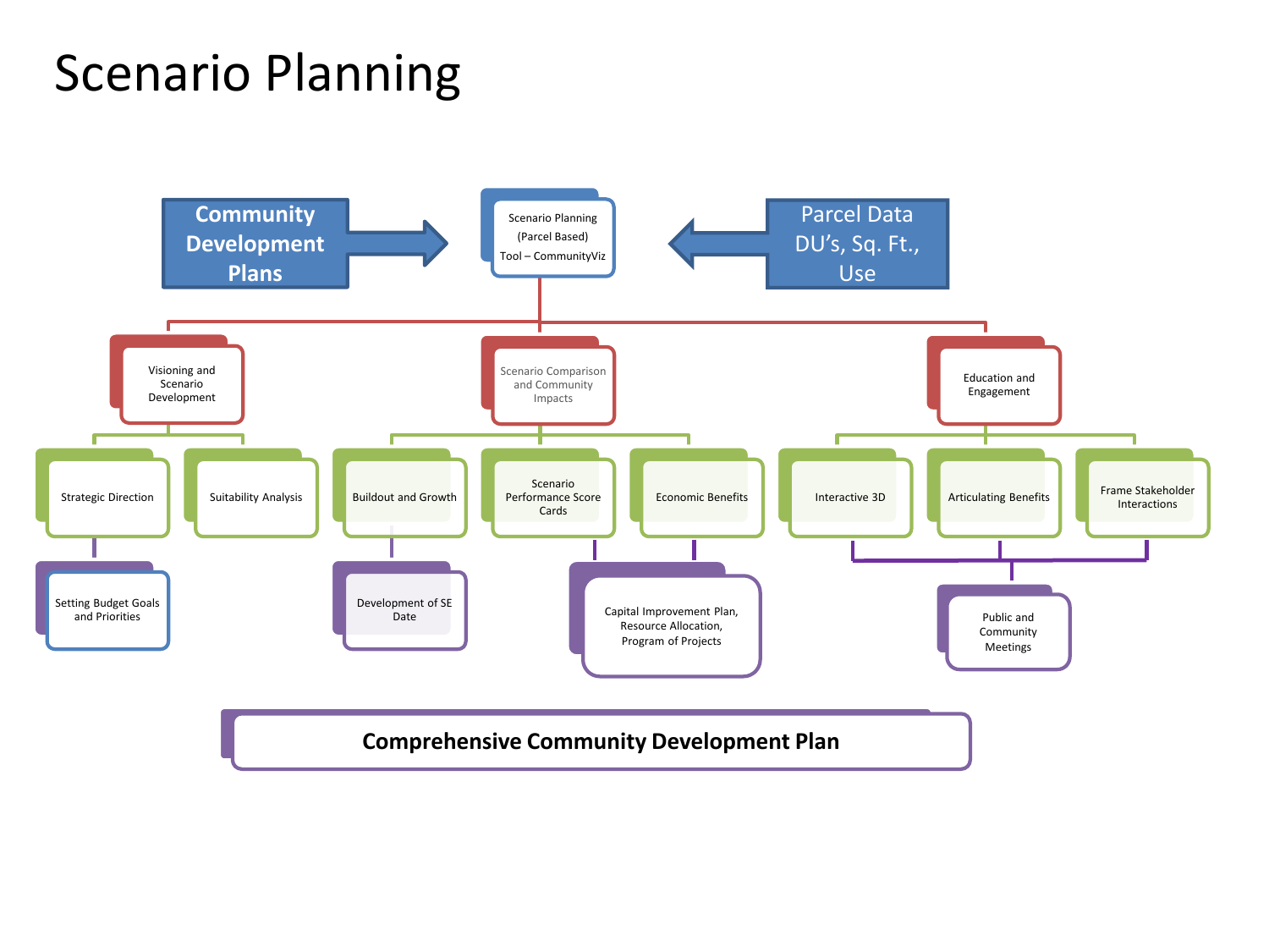# Scenario Planning

**Community Development Plans** → Scenario Planning (Parcel Based) Tool – CommunityViz ← Parcel Data DU's, Sq. Ft., Use

- Visioning and Scenario Development
  - Strategic Direction
    - Setting Budget Goals and Priorities
  - Suitability Analysis
- Scenario Comparison and Community Impacts
  - Buildout and Growth
    - Development of SE Date
  - Scenario Performance Score Cards
  - Economic Benefits
    - Capital Improvement Plan, Resource Allocation, Program of Projects
- Education and Engagement
  - Interactive 3D
  - Articulating Benefits
  - Frame Stakeholder Interactions
    - Public and Community Meetings

**Comprehensive Community Development Plan**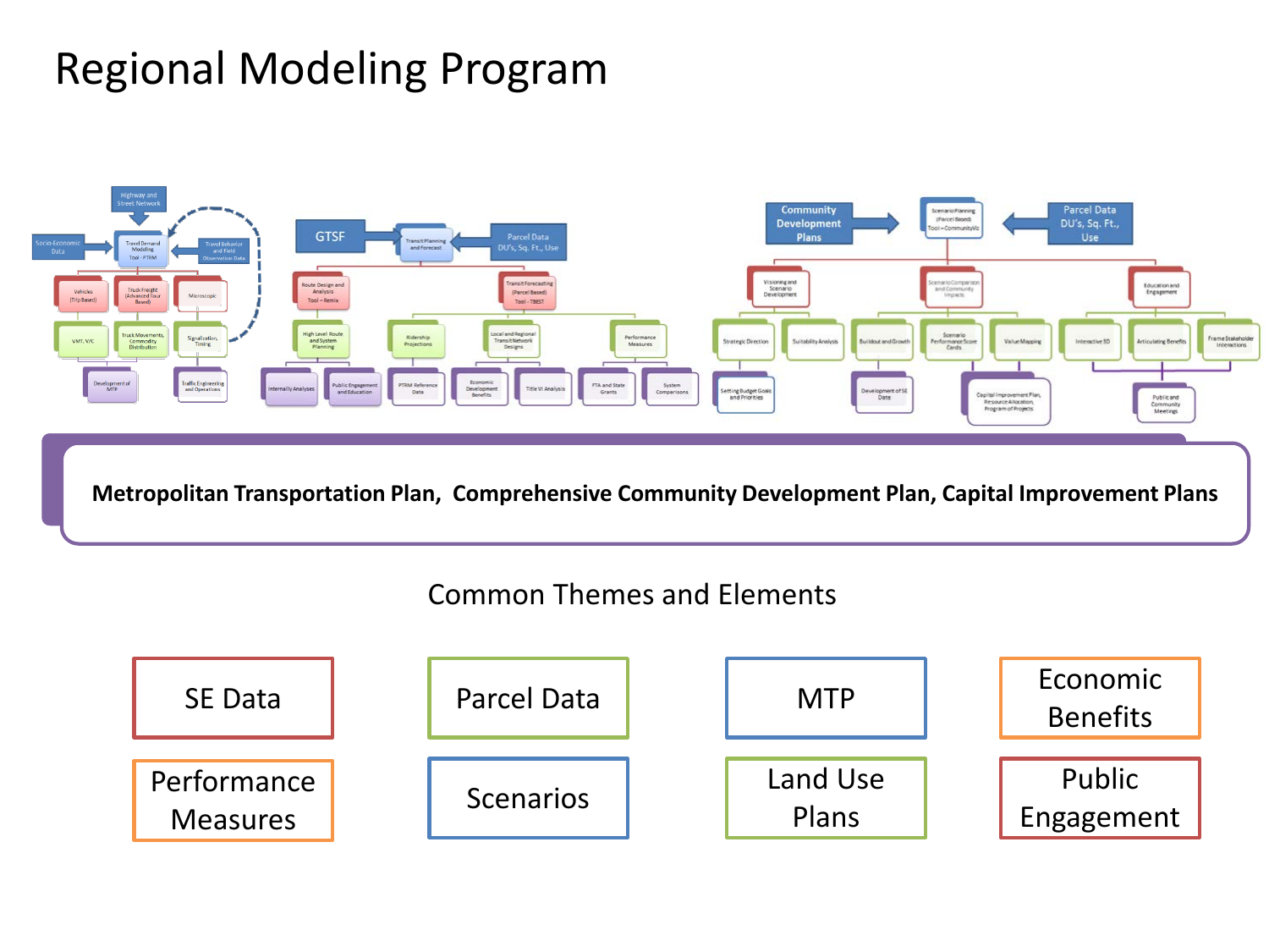# Regional Modeling Program

Highway and Street Network

Socio-Economic Data

Travel Demand Modeling Tool - PTRM

Travel Behavior and Field Observation Data

Vehicles (Trip Based)

Truck Freight (Advanced Tour Based)

Microscopic

VMT, V/C

Truck Movements, Commodity Distribution

Signalization, Timing

Development of MTP

Traffic Engineering and Operations

GTSF

Transit Planning and Forecast

Parcel Data DU's, Sq. Ft., Use

Route Design and Analysis Tool – Remix

Transit Forecasting (Parcel Based) Tool - TBEST

High Level Route and System Planning

Ridership Projections

Local and Regional Transit Network Designs

Performance Measures

Internally Analyses

Public Engagement and Education

PTRM Reference Data

Economic Development Benefits

Title VI Analysis

FTA and State Grants

System Comparisons

Community Development Plans

Scenario Planning (Parcel Based) Tool – CommunityViz

Parcel Data DU's, Sq. Ft., Use

Visioning and Scenario Development

Scenario Comparison and Community Impacts

Education and Engagement

Strategic Direction

Suitability Analysis

Buildout and Growth

Scenario Performance Score Cards

Value Mapping

Interactive 3D

Articulating Benefits

Frame Stakeholder Interactions

Setting Budget Goals and Priorities

Development of SE Data

Capital Improvement Plan, Resource Allocation, Program of Projects

Public and Community Meetings

**Metropolitan Transportation Plan, Comprehensive Community Development Plan, Capital Improvement Plans**

Common Themes and Elements

SE Data

Parcel Data

MTP

Economic Benefits

Performance Measures

Scenarios

Land Use Plans

Public Engagement